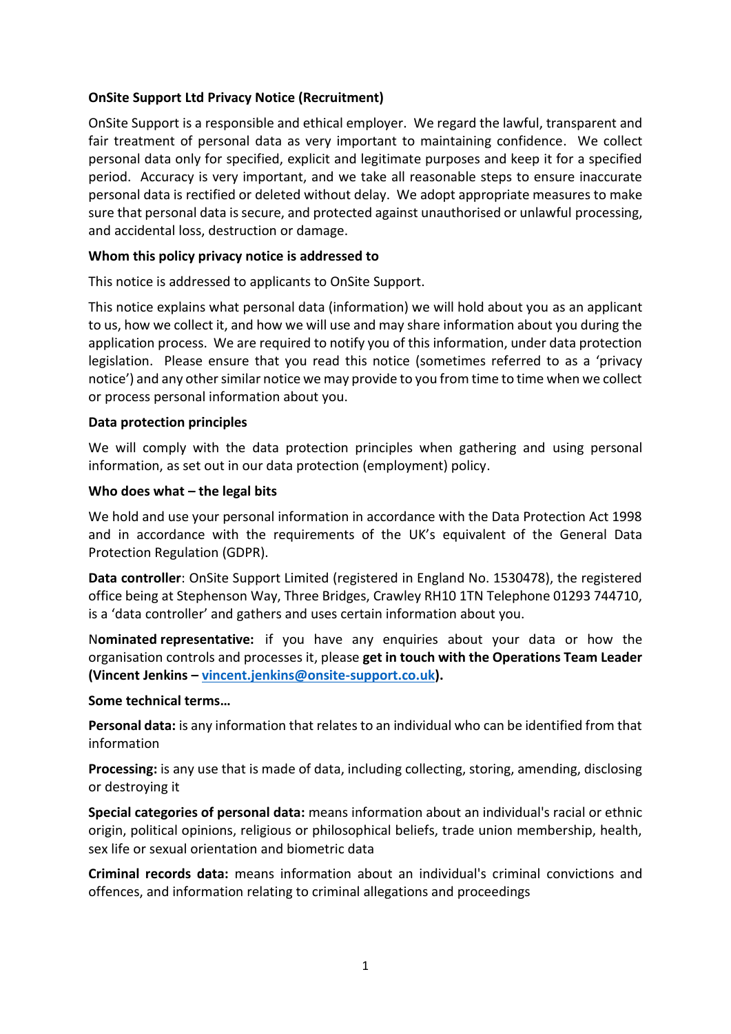**OnSite Support Ltd Privacy Notice (Recruitment)**

OnSite Support is a responsible and ethical employer. We regard the lawful, transparent and fair treatment of personal data as very important to maintaining confidence. We collect personal data only for specified, explicit and legitimate purposes and keep it for a specified period. Accuracy is very important, and we take all reasonable steps to ensure inaccurate personal data is rectified or deleted without delay. We adopt appropriate measures to make sure that personal data is secure, and protected against unauthorised or unlawful processing, and accidental loss, destruction or damage.

**Whom this policy privacy notice is addressed to**

This notice is addressed to applicants to OnSite Support.

This notice explains what personal data (information) we will hold about you as an applicant to us, how we collect it, and how we will use and may share information about you during the application process. We are required to notify you of this information, under data protection legislation. Please ensure that you read this notice (sometimes referred to as a 'privacy notice') and any other similar notice we may provide to you from time to time when we collect or process personal information about you.

**Data protection principles**

We will comply with the data protection principles when gathering and using personal information, as set out in our data protection (employment) policy.

**Who does what – the legal bits**

We hold and use your personal information in accordance with the Data Protection Act 1998 and in accordance with the requirements of the UK's equivalent of the General Data Protection Regulation (GDPR).

**Data controller**: OnSite Support Limited (registered in England No. 1530478), the registered office being at Stephenson Way, Three Bridges, Crawley RH10 1TN Telephone 01293 744710, is a 'data controller' and gathers and uses certain information about you.

N**ominated representative:** if you have any enquiries about your data or how the organisation controls and processes it, please **get in touch with the Operations Team Leader (Vincent Jenkins – vincent.jenkins@onsite-support.co.uk).**

**Some technical terms…**

**Personal data:** is any information that relates to an individual who can be identified from that information

**Processing:** is any use that is made of data, including collecting, storing, amending, disclosing or destroying it

**Special categories of personal data:** means information about an individual's racial or ethnic origin, political opinions, religious or philosophical beliefs, trade union membership, health, sex life or sexual orientation and biometric data

**Criminal records data:** means information about an individual's criminal convictions and offences, and information relating to criminal allegations and proceedings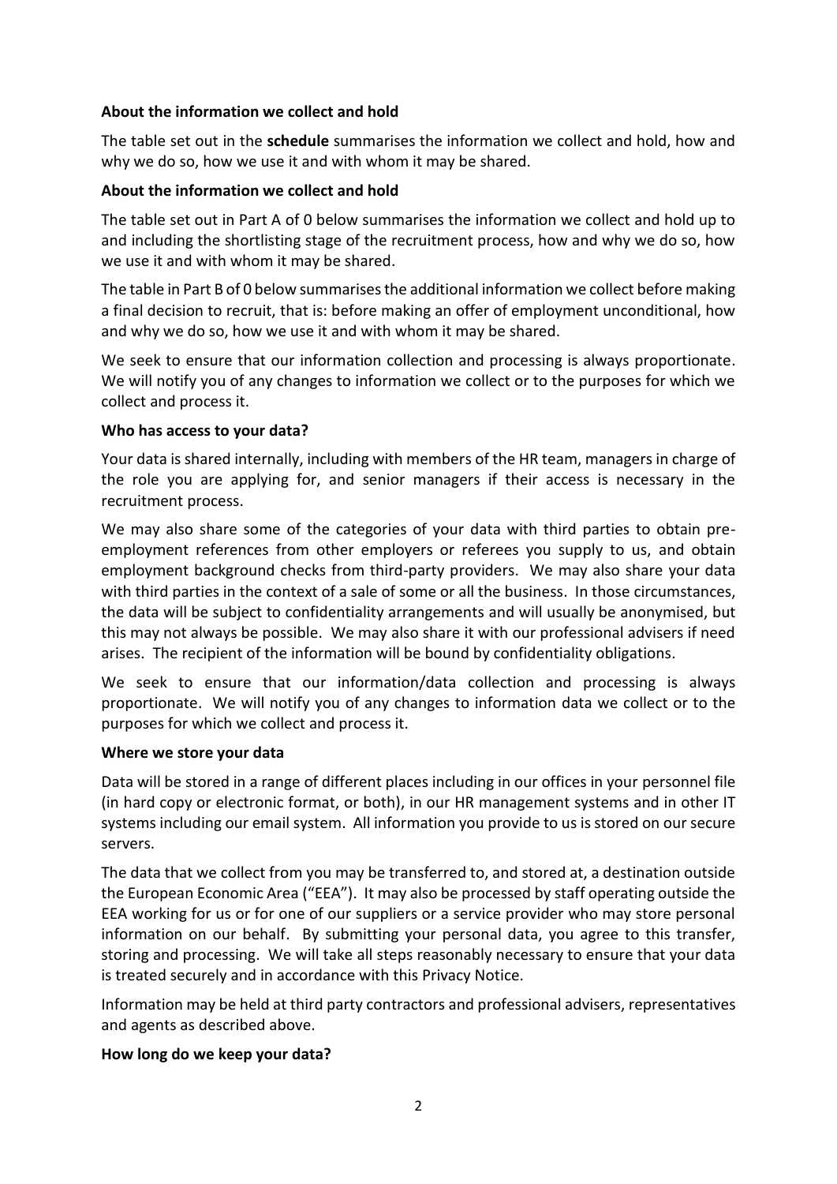**About the information we collect and hold**

The table set out in the **schedule** summarises the information we collect and hold, how and why we do so, how we use it and with whom it may be shared.

**About the information we collect and hold**

The table set out in Part A of 0 below summarises the information we collect and hold up to and including the shortlisting stage of the recruitment process, how and why we do so, how we use it and with whom it may be shared.

The table in Part B of 0 below summarises the additional information we collect before making a final decision to recruit, that is: before making an offer of employment unconditional, how and why we do so, how we use it and with whom it may be shared.

We seek to ensure that our information collection and processing is always proportionate. We will notify you of any changes to information we collect or to the purposes for which we collect and process it.

**Who has access to your data?**

Your data is shared internally, including with members of the HR team, managers in charge of the role you are applying for, and senior managers if their access is necessary in the recruitment process.

We may also share some of the categories of your data with third parties to obtain pre-employment references from other employers or referees you supply to us, and obtain employment background checks from third-party providers. We may also share your data with third parties in the context of a sale of some or all the business. In those circumstances, the data will be subject to confidentiality arrangements and will usually be anonymised, but this may not always be possible. We may also share it with our professional advisers if need arises. The recipient of the information will be bound by confidentiality obligations.

We seek to ensure that our information/data collection and processing is always proportionate. We will notify you of any changes to information data we collect or to the purposes for which we collect and process it.

**Where we store your data**

Data will be stored in a range of different places including in our offices in your personnel file (in hard copy or electronic format, or both), in our HR management systems and in other IT systems including our email system. All information you provide to us is stored on our secure servers.

The data that we collect from you may be transferred to, and stored at, a destination outside the European Economic Area ("EEA"). It may also be processed by staff operating outside the EEA working for us or for one of our suppliers or a service provider who may store personal information on our behalf. By submitting your personal data, you agree to this transfer, storing and processing. We will take all steps reasonably necessary to ensure that your data is treated securely and in accordance with this Privacy Notice.

Information may be held at third party contractors and professional advisers, representatives and agents as described above.

**How long do we keep your data?**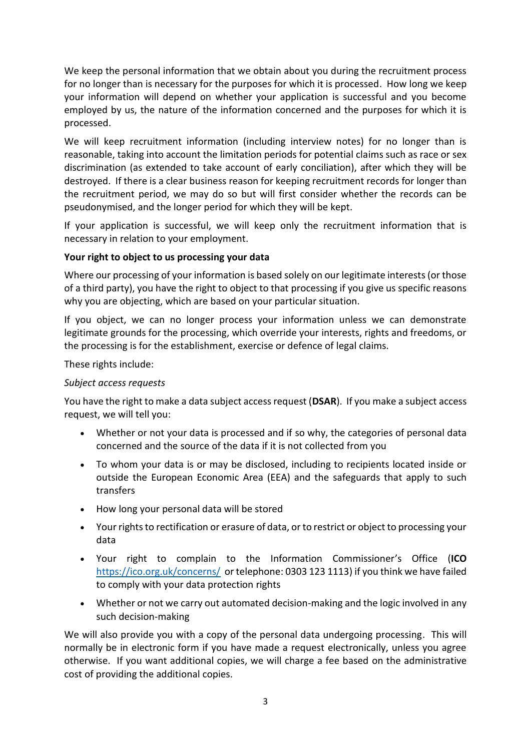We keep the personal information that we obtain about you during the recruitment process for no longer than is necessary for the purposes for which it is processed. How long we keep your information will depend on whether your application is successful and you become employed by us, the nature of the information concerned and the purposes for which it is processed.

We will keep recruitment information (including interview notes) for no longer than is reasonable, taking into account the limitation periods for potential claims such as race or sex discrimination (as extended to take account of early conciliation), after which they will be destroyed. If there is a clear business reason for keeping recruitment records for longer than the recruitment period, we may do so but will first consider whether the records can be pseudonymised, and the longer period for which they will be kept.

If your application is successful, we will keep only the recruitment information that is necessary in relation to your employment.

**Your right to object to us processing your data**

Where our processing of your information is based solely on our legitimate interests (or those of a third party), you have the right to object to that processing if you give us specific reasons why you are objecting, which are based on your particular situation.

If you object, we can no longer process your information unless we can demonstrate legitimate grounds for the processing, which override your interests, rights and freedoms, or the processing is for the establishment, exercise or defence of legal claims.

These rights include:

*Subject access requests*

You have the right to make a data subject access request (**DSAR**). If you make a subject access request, we will tell you:

- Whether or not your data is processed and if so why, the categories of personal data concerned and the source of the data if it is not collected from you
- To whom your data is or may be disclosed, including to recipients located inside or outside the European Economic Area (EEA) and the safeguards that apply to such transfers
- How long your personal data will be stored
- Your rights to rectification or erasure of data, or to restrict or object to processing your data
- Your right to complain to the Information Commissioner's Office (**ICO** https://ico.org.uk/concerns/ or telephone: 0303 123 1113) if you think we have failed to comply with your data protection rights
- Whether or not we carry out automated decision-making and the logic involved in any such decision-making

We will also provide you with a copy of the personal data undergoing processing. This will normally be in electronic form if you have made a request electronically, unless you agree otherwise. If you want additional copies, we will charge a fee based on the administrative cost of providing the additional copies.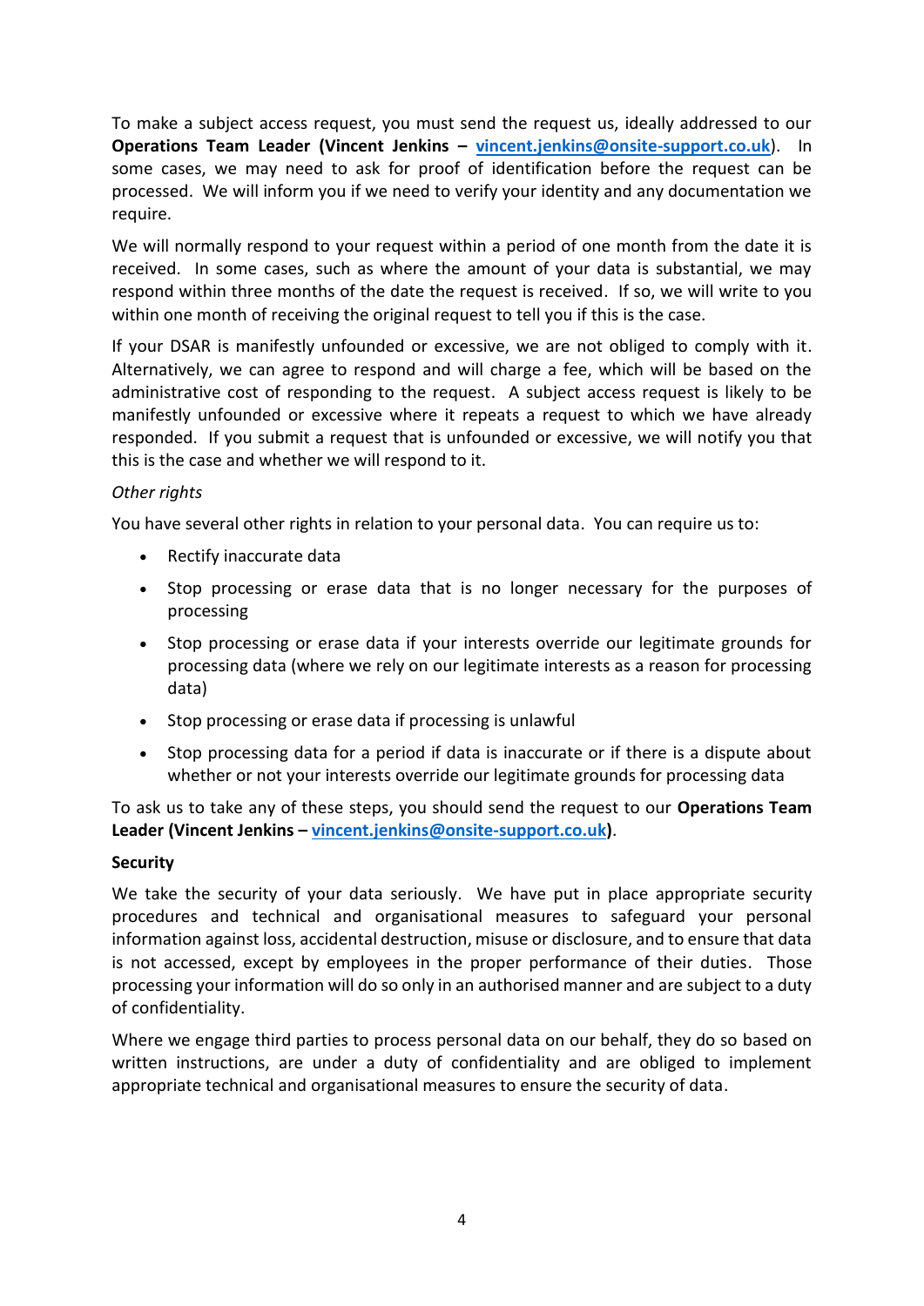To make a subject access request, you must send the request us, ideally addressed to our **Operations Team Leader (Vincent Jenkins – vincent.jenkins@onsite-support.co.uk)**. In some cases, we may need to ask for proof of identification before the request can be processed. We will inform you if we need to verify your identity and any documentation we require.

We will normally respond to your request within a period of one month from the date it is received. In some cases, such as where the amount of your data is substantial, we may respond within three months of the date the request is received. If so, we will write to you within one month of receiving the original request to tell you if this is the case.

If your DSAR is manifestly unfounded or excessive, we are not obliged to comply with it. Alternatively, we can agree to respond and will charge a fee, which will be based on the administrative cost of responding to the request. A subject access request is likely to be manifestly unfounded or excessive where it repeats a request to which we have already responded. If you submit a request that is unfounded or excessive, we will notify you that this is the case and whether we will respond to it.

*Other rights*

You have several other rights in relation to your personal data. You can require us to:

- Rectify inaccurate data
- Stop processing or erase data that is no longer necessary for the purposes of processing
- Stop processing or erase data if your interests override our legitimate grounds for processing data (where we rely on our legitimate interests as a reason for processing data)
- Stop processing or erase data if processing is unlawful
- Stop processing data for a period if data is inaccurate or if there is a dispute about whether or not your interests override our legitimate grounds for processing data

To ask us to take any of these steps, you should send the request to our **Operations Team Leader (Vincent Jenkins – vincent.jenkins@onsite-support.co.uk)**.

**Security**

We take the security of your data seriously. We have put in place appropriate security procedures and technical and organisational measures to safeguard your personal information against loss, accidental destruction, misuse or disclosure, and to ensure that data is not accessed, except by employees in the proper performance of their duties. Those processing your information will do so only in an authorised manner and are subject to a duty of confidentiality.

Where we engage third parties to process personal data on our behalf, they do so based on written instructions, are under a duty of confidentiality and are obliged to implement appropriate technical and organisational measures to ensure the security of data.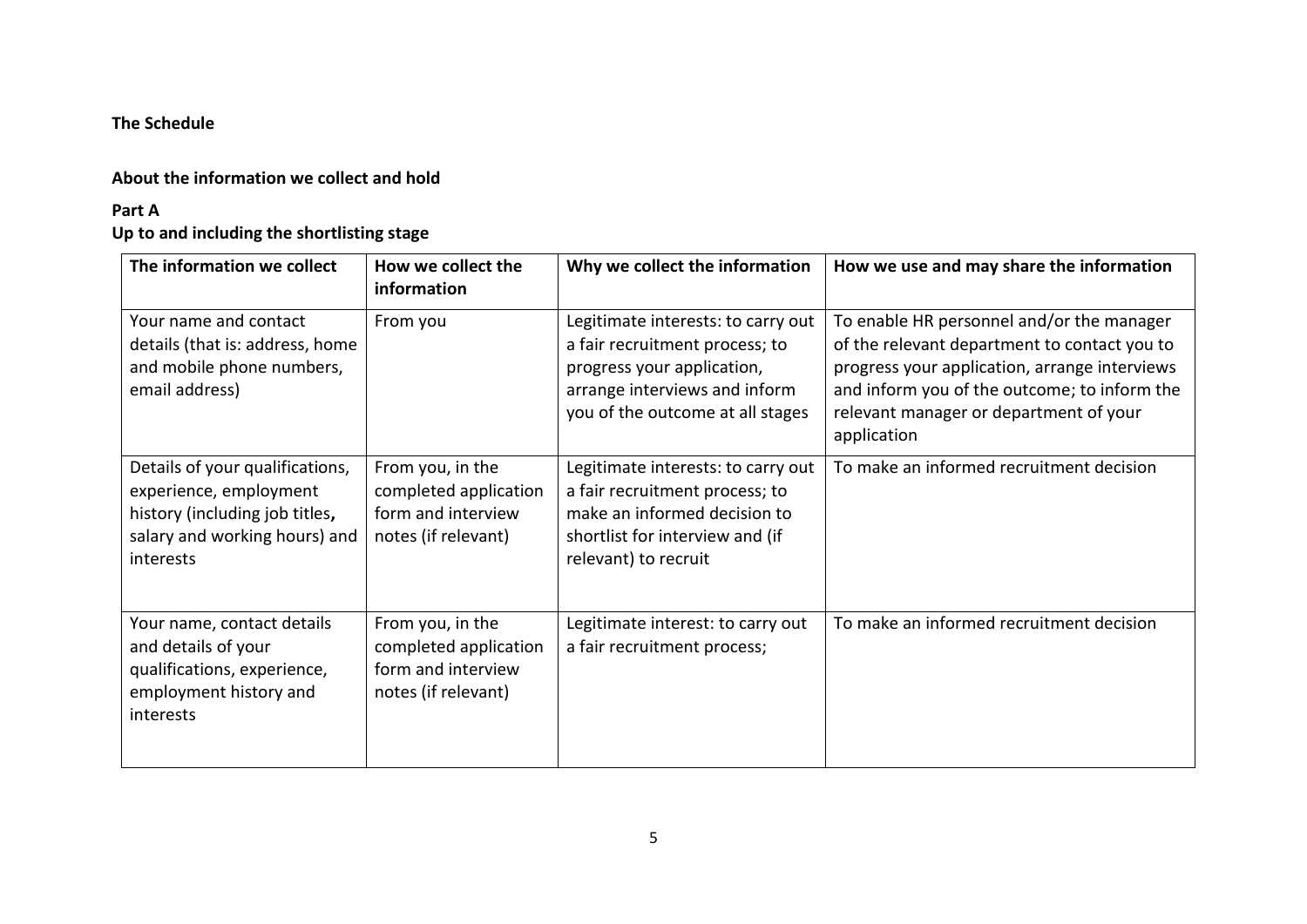**The Schedule**

**About the information we collect and hold**

**Part A**
**Up to and including the shortlisting stage**

| The information we collect | How we collect the information | Why we collect the information | How we use and may share the information |
|---|---|---|---|
| Your name and contact details (that is: address, home and mobile phone numbers, email address) | From you | Legitimate interests: to carry out a fair recruitment process; to progress your application, arrange interviews and inform you of the outcome at all stages | To enable HR personnel and/or the manager of the relevant department to contact you to progress your application, arrange interviews and inform you of the outcome; to inform the relevant manager or department of your application |
| Details of your qualifications, experience, employment history (including job titles, salary and working hours) and interests | From you, in the completed application form and interview notes (if relevant) | Legitimate interests: to carry out a fair recruitment process; to make an informed decision to shortlist for interview and (if relevant) to recruit | To make an informed recruitment decision |
| Your name, contact details and details of your qualifications, experience, employment history and interests | From you, in the completed application form and interview notes (if relevant) | Legitimate interest: to carry out a fair recruitment process; | To make an informed recruitment decision |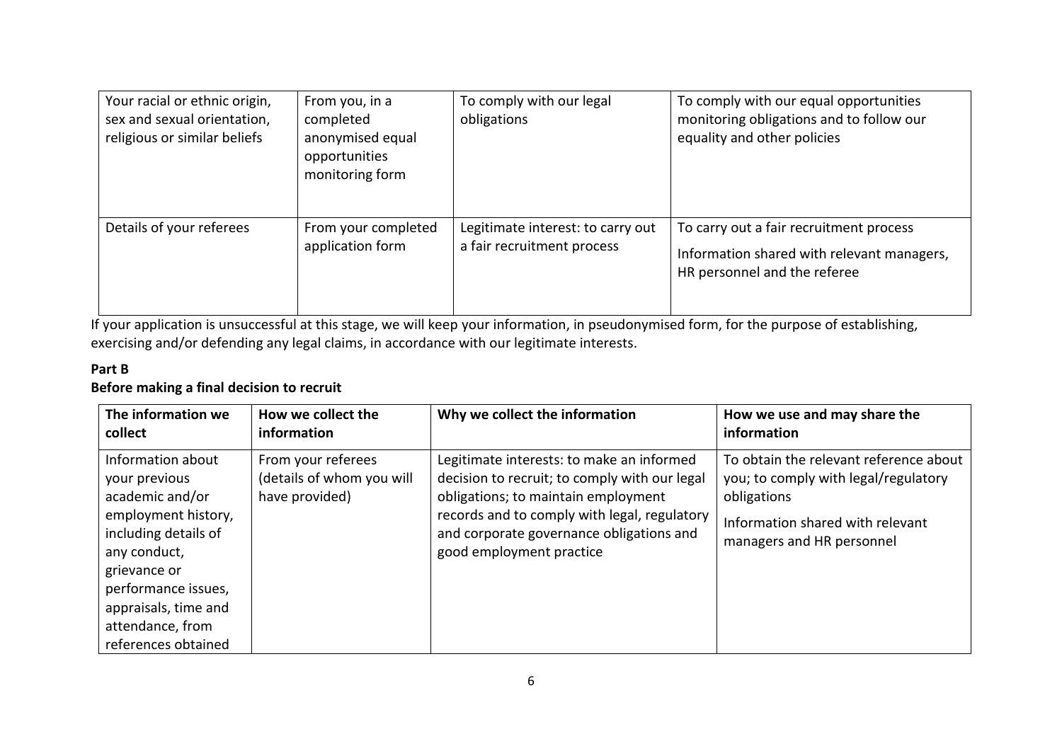| Your racial or ethnic origin, sex and sexual orientation, religious or similar beliefs | From you, in a completed anonymised equal opportunities monitoring form | To comply with our legal obligations | To comply with our equal opportunities monitoring obligations and to follow our equality and other policies |
|---|---|---|---|
| Details of your referees | From your completed application form | Legitimate interest: to carry out a fair recruitment process | To carry out a fair recruitment process<br><br>Information shared with relevant managers, HR personnel and the referee |

If your application is unsuccessful at this stage, we will keep your information, in pseudonymised form, for the purpose of establishing, exercising and/or defending any legal claims, in accordance with our legitimate interests.

**Part B**

**Before making a final decision to recruit**

| The information we collect | How we collect the information | Why we collect the information | How we use and may share the information |
|---|---|---|---|
| Information about your previous academic and/or employment history, including details of any conduct, grievance or performance issues, appraisals, time and attendance, from references obtained | From your referees (details of whom you will have provided) | Legitimate interests: to make an informed decision to recruit; to comply with our legal obligations; to maintain employment records and to comply with legal, regulatory and corporate governance obligations and good employment practice | To obtain the relevant reference about you; to comply with legal/regulatory obligations<br><br>Information shared with relevant managers and HR personnel |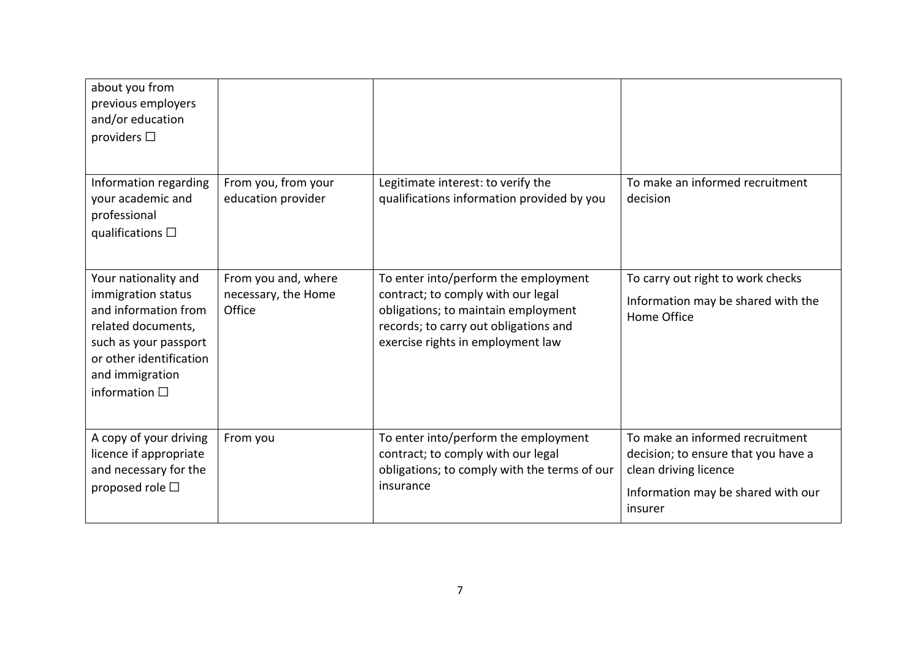| | | | |
|---|---|---|---|
| about you from previous employers and/or education providers ☐ | | | |
| Information regarding your academic and professional qualifications ☐ | From you, from your education provider | Legitimate interest: to verify the qualifications information provided by you | To make an informed recruitment decision |
| Your nationality and immigration status and information from related documents, such as your passport or other identification and immigration information ☐ | From you and, where necessary, the Home Office | To enter into/perform the employment contract; to comply with our legal obligations; to maintain employment records; to carry out obligations and exercise rights in employment law | To carry out right to work checks<br><br>Information may be shared with the Home Office |
| A copy of your driving licence if appropriate and necessary for the proposed role ☐ | From you | To enter into/perform the employment contract; to comply with our legal obligations; to comply with the terms of our insurance | To make an informed recruitment decision; to ensure that you have a clean driving licence<br><br>Information may be shared with our insurer |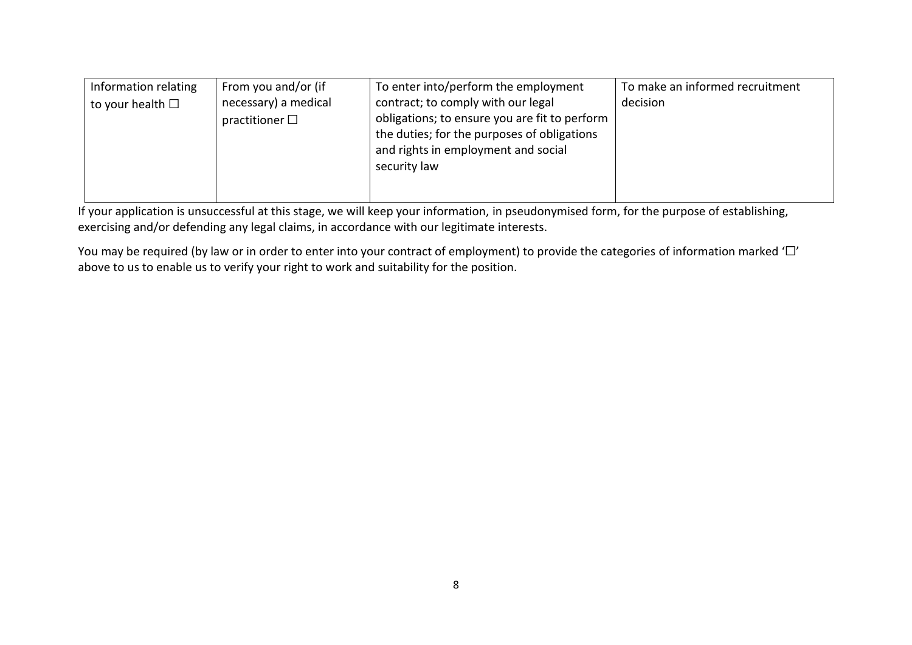| | | | |
|---|---|---|---|
| Information relating to your health ☐ | From you and/or (if necessary) a medical practitioner ☐ | To enter into/perform the employment contract; to comply with our legal obligations; to ensure you are fit to perform the duties; for the purposes of obligations and rights in employment and social security law | To make an informed recruitment decision |

If your application is unsuccessful at this stage, we will keep your information, in pseudonymised form, for the purpose of establishing, exercising and/or defending any legal claims, in accordance with our legitimate interests.

You may be required (by law or in order to enter into your contract of employment) to provide the categories of information marked '☐' above to us to enable us to verify your right to work and suitability for the position.